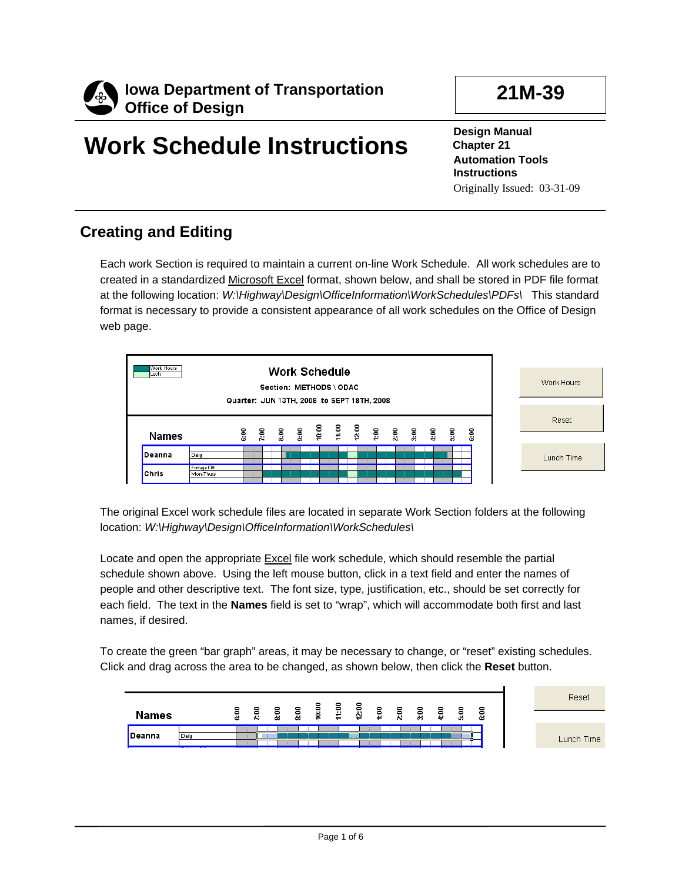**Iowa Department of Transportation**
**Office of Design**

**21M-39**

# Work Schedule Instructions

**Design Manual**
**Chapter 21**
**Automation Tools**
**Instructions**
Originally Issued: 03-31-09

## Creating and Editing

Each work Section is required to maintain a current on-line Work Schedule. All work schedules are to created in a standardized Microsoft Excel format, shown below, and shall be stored in PDF file format at the following location: *W:\Highway\Design\OfficeInformation\WorkSchedules\PDFs\* This standard format is necessary to provide a consistent appearance of all work schedules on the Office of Design web page.

The original Excel work schedule files are located in separate Work Section folders at the following location: *W:\Highway\Design\OfficeInformation\WorkSchedules\*

Locate and open the appropriate Excel file work schedule, which should resemble the partial schedule shown above. Using the left mouse button, click in a text field and enter the names of people and other descriptive text. The font size, type, justification, etc., should be set correctly for each field. The text in the **Names** field is set to "wrap", which will accommodate both first and last names, if desired.

To create the green "bar graph" areas, it may be necessary to change, or "reset" existing schedules. Click and drag across the area to be changed, as shown below, then click the **Reset** button.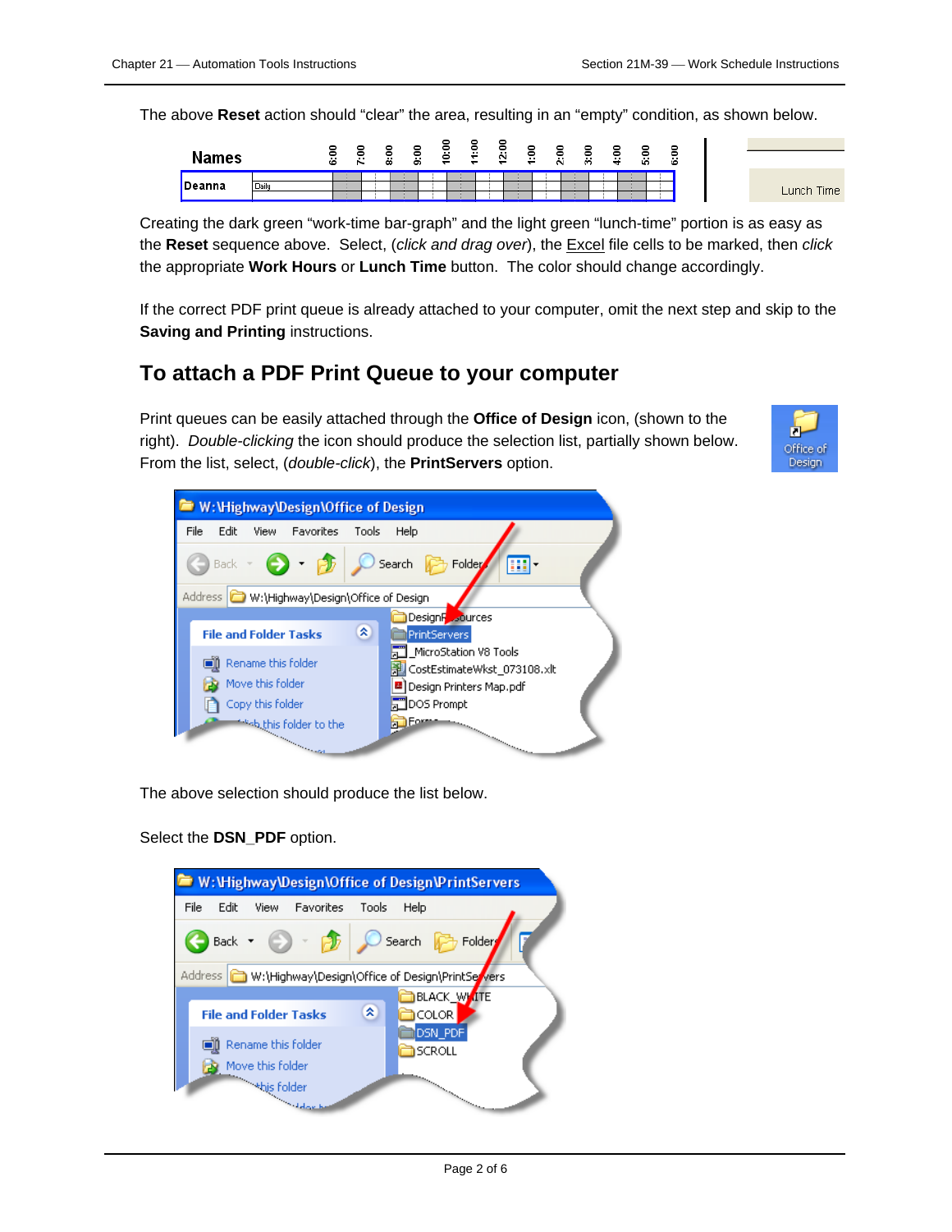The above **Reset** action should "clear" the area, resulting in an "empty" condition, as shown below.

Creating the dark green "work-time bar-graph" and the light green "lunch-time" portion is as easy as the **Reset** sequence above. Select, (*click and drag over*), the Excel file cells to be marked, then *click* the appropriate **Work Hours** or **Lunch Time** button. The color should change accordingly.

If the correct PDF print queue is already attached to your computer, omit the next step and skip to the **Saving and Printing** instructions.

## To attach a PDF Print Queue to your computer

Print queues can be easily attached through the **Office of Design** icon, (shown to the right). *Double-clicking* the icon should produce the selection list, partially shown below. From the list, select, (*double-click*), the **PrintServers** option.

The above selection should produce the list below.

Select the **DSN_PDF** option.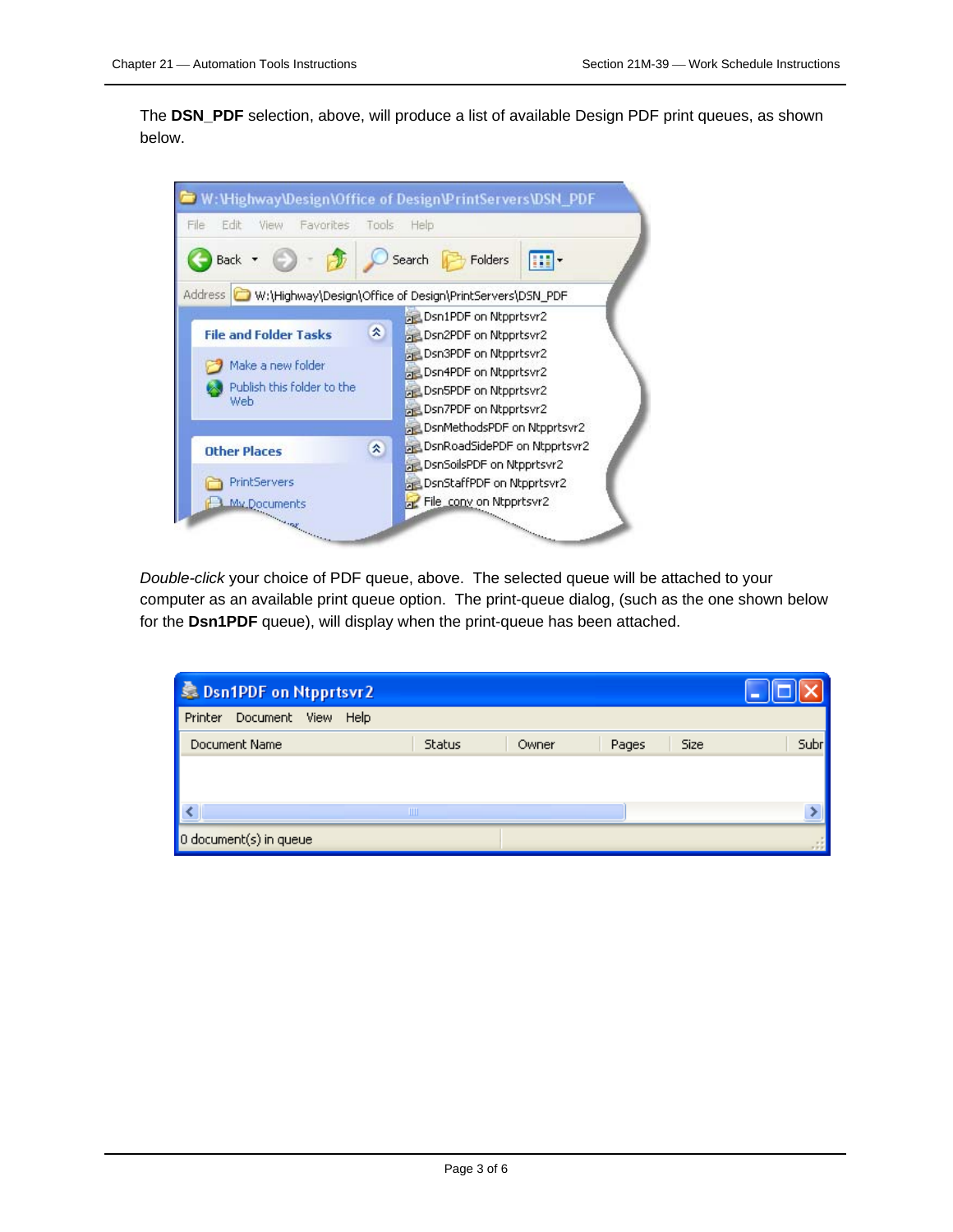The **DSN_PDF** selection, above, will produce a list of available Design PDF print queues, as shown below.

*Double-click* your choice of PDF queue, above.  The selected queue will be attached to your computer as an available print queue option.  The print-queue dialog, (such as the one shown below for the **Dsn1PDF** queue), will display when the print-queue has been attached.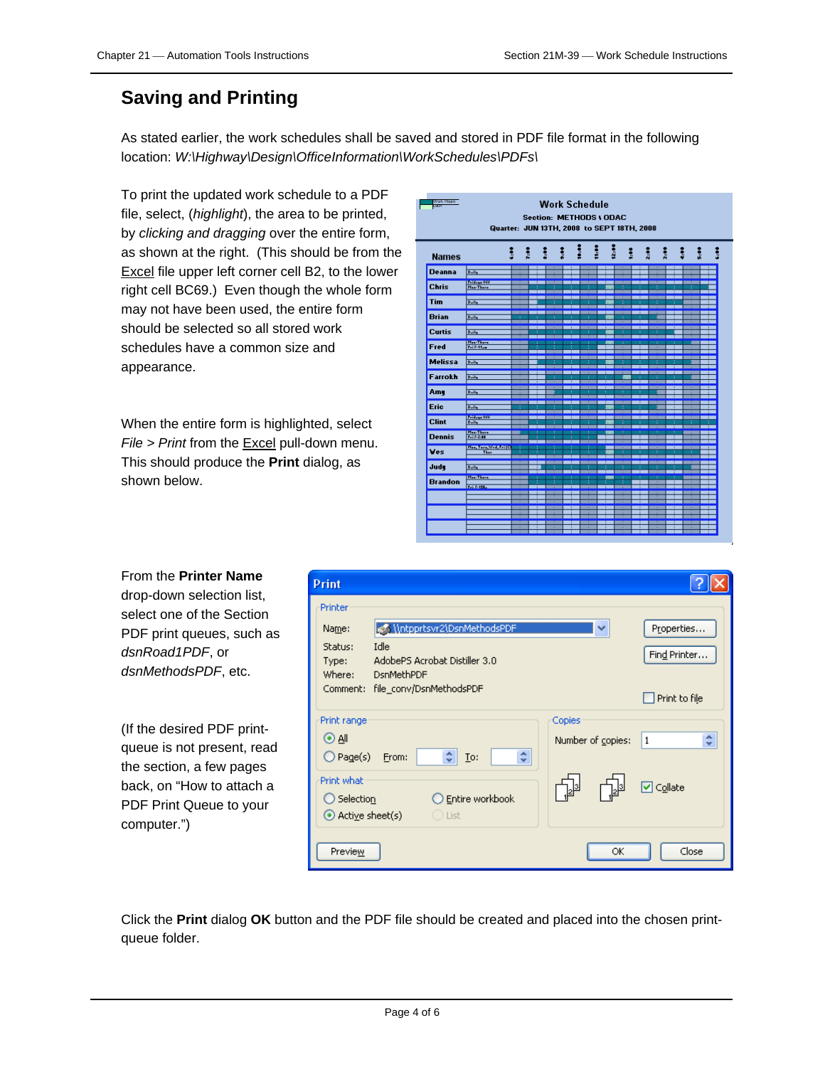## Saving and Printing

As stated earlier, the work schedules shall be saved and stored in PDF file format in the following location: *W:\Highway\Design\OfficeInformation\WorkSchedules\PDFs\*

To print the updated work schedule to a PDF file, select, (*highlight*), the area to be printed, by *clicking and dragging* over the entire form, as shown at the right. (This should be from the Excel file upper left corner cell B2, to the lower right cell BC69.) Even though the whole form may not have been used, the entire form should be selected so all stored work schedules have a common size and appearance.

When the entire form is highlighted, select *File > Print* from the Excel pull-down menu. This should produce the **Print** dialog, as shown below.

From the **Printer Name** drop-down selection list, select one of the Section PDF print queues, such as *dsnRoad1PDF*, or *dsnMethodsPDF*, etc.

(If the desired PDF print-queue is not present, read the section, a few pages back, on "How to attach a PDF Print Queue to your computer.")

Click the **Print** dialog **OK** button and the PDF file should be created and placed into the chosen print-queue folder.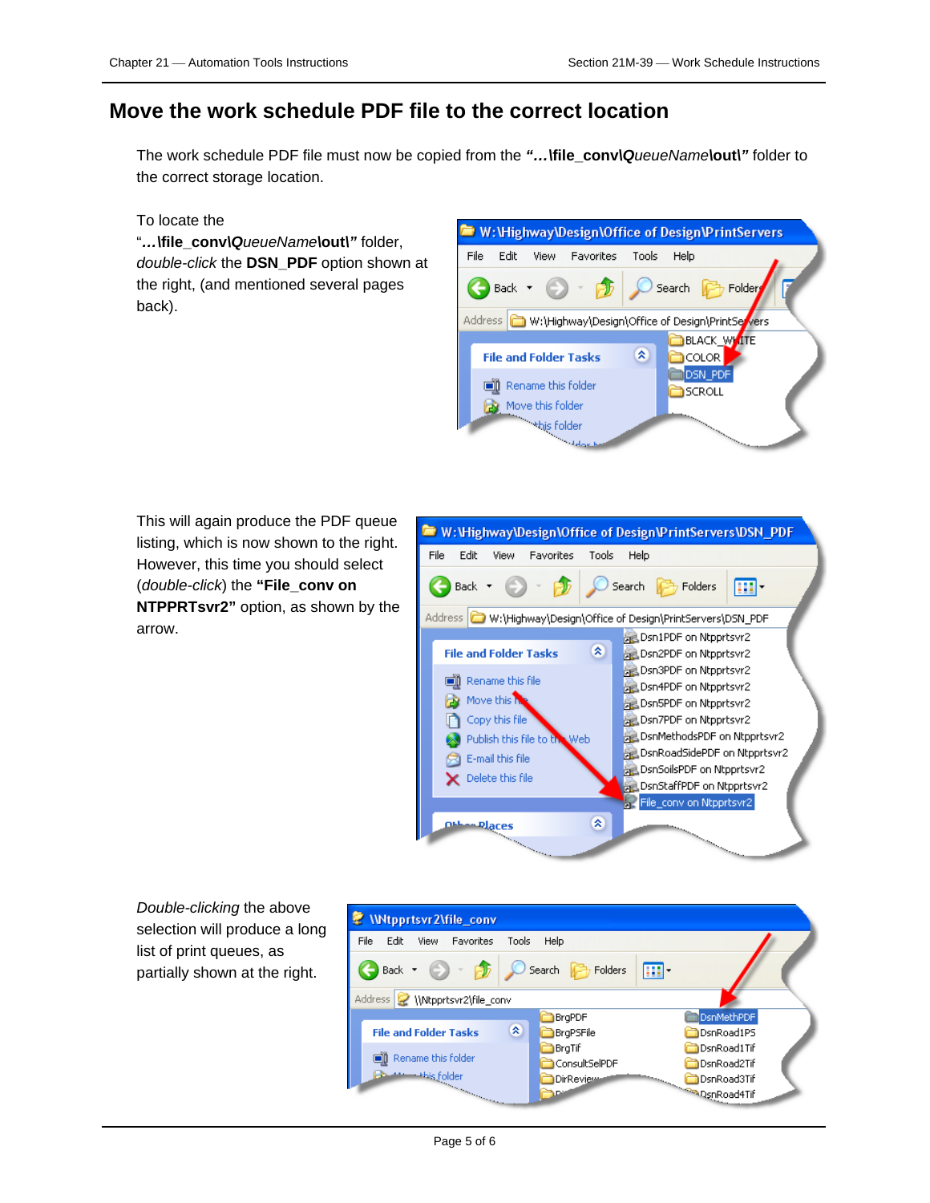# Move the work schedule PDF file to the correct location

The work schedule PDF file must now be copied from the ***"…\file_conv\****QueueName****\out\"*** folder to the correct storage location.

To locate the "***…\file_conv\****QueueName****\out\"*** folder, *double-click* the **DSN_PDF** option shown at the right, (and mentioned several pages back).

This will again produce the PDF queue listing, which is now shown to the right. However, this time you should select (*double-click*) the **"File_conv on NTPPRTsvr2"** option, as shown by the arrow.

*Double-clicking* the above selection will produce a long list of print queues, as partially shown at the right.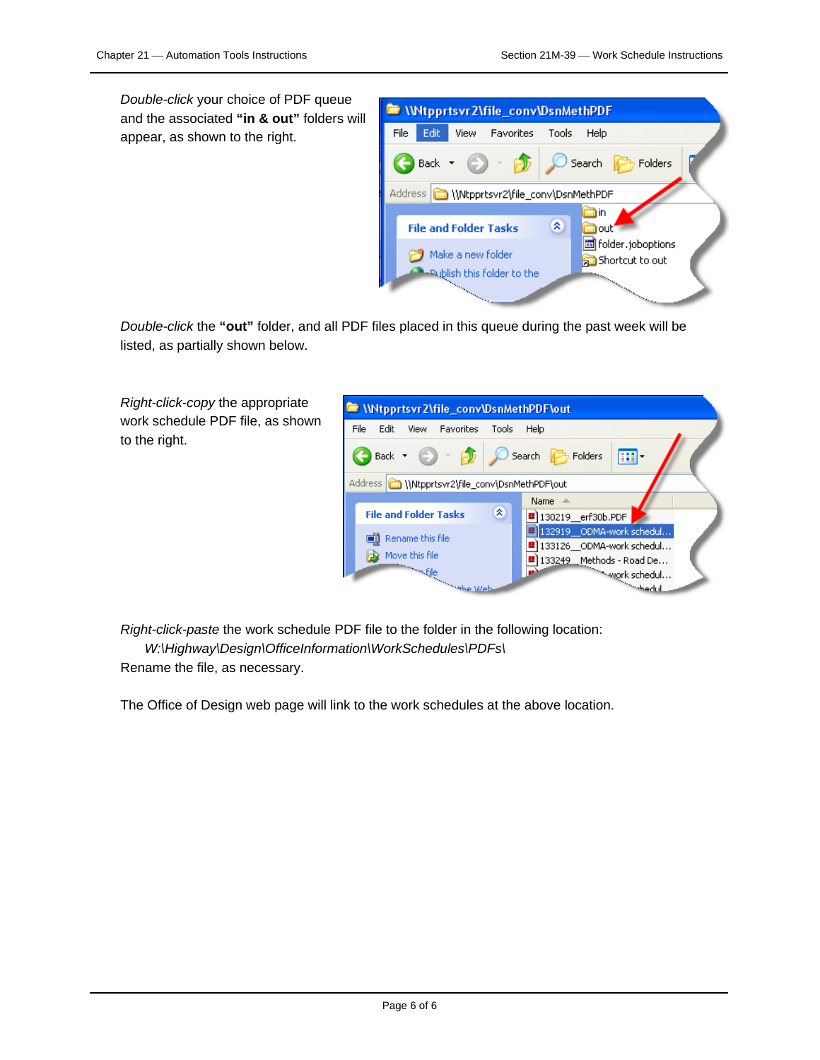*Double-click* your choice of PDF queue and the associated **"in & out"** folders will appear, as shown to the right.

*Double-click* the **"out"** folder, and all PDF files placed in this queue during the past week will be listed, as partially shown below.

*Right-click-copy* the appropriate work schedule PDF file, as shown to the right.

*Right-click-paste* the work schedule PDF file to the folder in the following location:

*W:\Highway\Design\OfficeInformation\WorkSchedules\PDFs\*

Rename the file, as necessary.

The Office of Design web page will link to the work schedules at the above location.